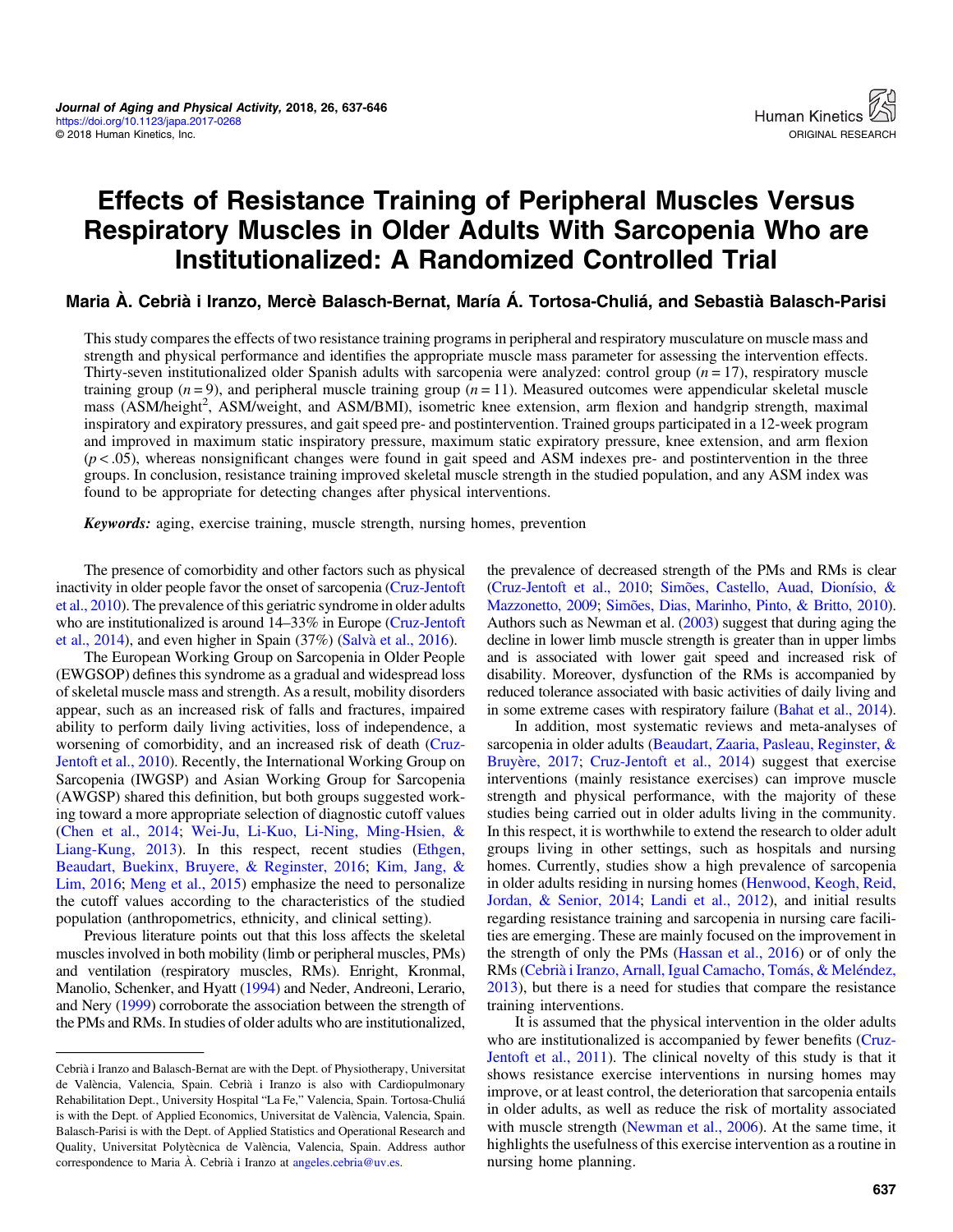# Effects of Resistance Training of Peripheral Muscles Versus Respiratory Muscles in Older Adults With Sarcopenia Who are Institutionalized: A Randomized Controlled Trial

**Maria À. Cebrià i Iranzo, Mercè Balasch-Bernat, María Á. Tortosa-Chuliá, and Sebastià Balasch-Parisi**

This study compares the effects of two resistance training programs in peripheral and respiratory musculature on muscle mass and strength and physical performance and identifies the appropriate muscle mass parameter for assessing the intervention effects. Thirty-seven institutionalized older Spanish adults with sarcopenia were analyzed: control group ($n = 17$), respiratory muscle training group ($n = 9$), and peripheral muscle training group ($n = 11$). Measured outcomes were appendicular skeletal muscle mass (ASM/height$^2$, ASM/weight, and ASM/BMI), isometric knee extension, arm flexion and handgrip strength, maximal inspiratory and expiratory pressures, and gait speed pre- and postintervention. Trained groups participated in a 12-week program and improved in maximum static inspiratory pressure, maximum static expiratory pressure, knee extension, and arm flexion ($p < .05$), whereas nonsignificant changes were found in gait speed and ASM indexes pre- and postintervention in the three groups. In conclusion, resistance training improved skeletal muscle strength in the studied population, and any ASM index was found to be appropriate for detecting changes after physical interventions.

***Keywords:*** aging, exercise training, muscle strength, nursing homes, prevention

The presence of comorbidity and other factors such as physical inactivity in older people favor the onset of sarcopenia (Cruz-Jentoft et al., 2010). The prevalence of this geriatric syndrome in older adults who are institutionalized is around 14–33% in Europe (Cruz-Jentoft et al., 2014), and even higher in Spain (37%) (Salvà et al., 2016).

The European Working Group on Sarcopenia in Older People (EWGSOP) defines this syndrome as a gradual and widespread loss of skeletal muscle mass and strength. As a result, mobility disorders appear, such as an increased risk of falls and fractures, impaired ability to perform daily living activities, loss of independence, a worsening of comorbidity, and an increased risk of death (Cruz-Jentoft et al., 2010). Recently, the International Working Group on Sarcopenia (IWGSP) and Asian Working Group for Sarcopenia (AWGSP) shared this definition, but both groups suggested working toward a more appropriate selection of diagnostic cutoff values (Chen et al., 2014; Wei-Ju, Li-Kuo, Li-Ning, Ming-Hsien, & Liang-Kung, 2013). In this respect, recent studies (Ethgen, Beaudart, Buekinx, Bruyere, & Reginster, 2016; Kim, Jang, & Lim, 2016; Meng et al., 2015) emphasize the need to personalize the cutoff values according to the characteristics of the studied population (anthropometrics, ethnicity, and clinical setting).

Previous literature points out that this loss affects the skeletal muscles involved in both mobility (limb or peripheral muscles, PMs) and ventilation (respiratory muscles, RMs). Enright, Kronmal, Manolio, Schenker, and Hyatt (1994) and Neder, Andreoni, Lerario, and Nery (1999) corroborate the association between the strength of the PMs and RMs. In studies of older adults who are institutionalized, the prevalence of decreased strength of the PMs and RMs is clear (Cruz-Jentoft et al., 2010; Simões, Castello, Auad, Dionísio, & Mazzonetto, 2009; Simões, Dias, Marinho, Pinto, & Britto, 2010). Authors such as Newman et al. (2003) suggest that during aging the decline in lower limb muscle strength is greater than in upper limbs and is associated with lower gait speed and increased risk of disability. Moreover, dysfunction of the RMs is accompanied by reduced tolerance associated with basic activities of daily living and in some extreme cases with respiratory failure (Bahat et al., 2014).

In addition, most systematic reviews and meta-analyses of sarcopenia in older adults (Beaudart, Zaaria, Pasleau, Reginster, & Bruyère, 2017; Cruz-Jentoft et al., 2014) suggest that exercise interventions (mainly resistance exercises) can improve muscle strength and physical performance, with the majority of these studies being carried out in older adults living in the community. In this respect, it is worthwhile to extend the research to older adult groups living in other settings, such as hospitals and nursing homes. Currently, studies show a high prevalence of sarcopenia in older adults residing in nursing homes (Henwood, Keogh, Reid, Jordan, & Senior, 2014; Landi et al., 2012), and initial results regarding resistance training and sarcopenia in nursing care facilities are emerging. These are mainly focused on the improvement in the strength of only the PMs (Hassan et al., 2016) or of only the RMs (Cebrià i Iranzo, Arnall, Igual Camacho, Tomás, & Meléndez, 2013), but there is a need for studies that compare the resistance training interventions.

It is assumed that the physical intervention in the older adults who are institutionalized is accompanied by fewer benefits (Cruz-Jentoft et al., 2011). The clinical novelty of this study is that it shows resistance exercise interventions in nursing homes may improve, or at least control, the deterioration that sarcopenia entails in older adults, as well as reduce the risk of mortality associated with muscle strength (Newman et al., 2006). At the same time, it highlights the usefulness of this exercise intervention as a routine in nursing home planning.

---

Cebrià i Iranzo and Balasch-Bernat are with the Dept. of Physiotherapy, Universitat de València, Valencia, Spain. Cebrià i Iranzo is also with Cardiopulmonary Rehabilitation Dept., University Hospital "La Fe," Valencia, Spain. Tortosa-Chuliá is with the Dept. of Applied Economics, Universitat de València, Valencia, Spain. Balasch-Parisi is with the Dept. of Applied Statistics and Operational Research and Quality, Universitat Politècnica de València, Valencia, Spain. Address author correspondence to Maria À. Cebrià i Iranzo at angeles.cebria@uv.es.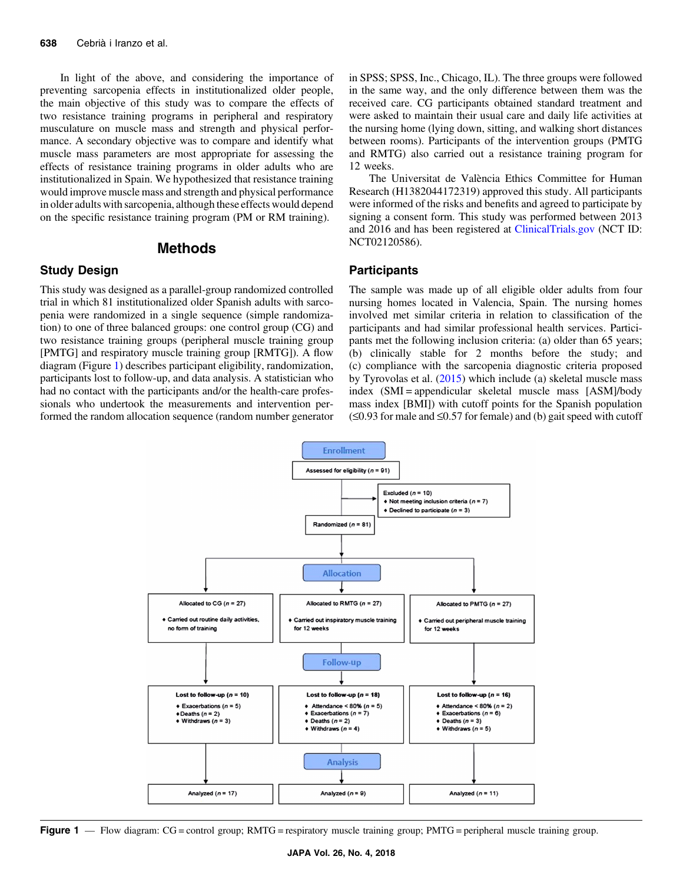In light of the above, and considering the importance of preventing sarcopenia effects in institutionalized older people, the main objective of this study was to compare the effects of two resistance training programs in peripheral and respiratory musculature on muscle mass and strength and physical performance. A secondary objective was to compare and identify what muscle mass parameters are most appropriate for assessing the effects of resistance training programs in older adults who are institutionalized in Spain. We hypothesized that resistance training would improve muscle mass and strength and physical performance in older adults with sarcopenia, although these effects would depend on the specific resistance training program (PM or RM training).

# Methods

## Study Design

This study was designed as a parallel-group randomized controlled trial in which 81 institutionalized older Spanish adults with sarcopenia were randomized in a single sequence (simple randomization) to one of three balanced groups: one control group (CG) and two resistance training groups (peripheral muscle training group [PMTG] and respiratory muscle training group [RMTG]). A flow diagram (Figure 1) describes participant eligibility, randomization, participants lost to follow-up, and data analysis. A statistician who had no contact with the participants and/or the health-care professionals who undertook the measurements and intervention performed the random allocation sequence (random number generator in SPSS; SPSS, Inc., Chicago, IL). The three groups were followed in the same way, and the only difference between them was the received care. CG participants obtained standard treatment and were asked to maintain their usual care and daily life activities at the nursing home (lying down, sitting, and walking short distances between rooms). Participants of the intervention groups (PMTG and RMTG) also carried out a resistance training program for 12 weeks.

The Universitat de València Ethics Committee for Human Research (H1382044172319) approved this study. All participants were informed of the risks and benefits and agreed to participate by signing a consent form. This study was performed between 2013 and 2016 and has been registered at ClinicalTrials.gov (NCT ID: NCT02120586).

## Participants

The sample was made up of all eligible older adults from four nursing homes located in Valencia, Spain. The nursing homes involved met similar criteria in relation to classification of the participants and had similar professional health services. Participants met the following inclusion criteria: (a) older than 65 years; (b) clinically stable for 2 months before the study; and (c) compliance with the sarcopenia diagnostic criteria proposed by Tyrovolas et al. (2015) which include (a) skeletal muscle mass index (SMI = appendicular skeletal muscle mass [ASM]/body mass index [BMI]) with cutoff points for the Spanish population (≤0.93 for male and ≤0.57 for female) and (b) gait speed with cutoff

**Enrollment**

Assessed for eligibility (*n* = 91)

Excluded (*n* = 10)
- Not meeting inclusion criteria (*n* = 7)
- Declined to participate (*n* = 3)

Randomized (*n* = 81)

**Allocation**

| Allocated to CG (*n* = 27) | Allocated to RMTG (*n* = 27) | Allocated to PMTG (*n* = 27) |
|---|---|---|
| Carried out routine daily activities, no form of training | Carried out inspiratory muscle training for 12 weeks | Carried out peripheral muscle training for 12 weeks |

**Follow-up**

| Lost to follow-up (*n* = 10) | Lost to follow-up (*n* = 18) | Lost to follow-up (*n* = 16) |
|---|---|---|
| Exacerbations (*n* = 5); Deaths (*n* = 2); Withdraws (*n* = 3) | Attendance < 80% (*n* = 5); Exacerbations (*n* = 7); Deaths (*n* = 2); Withdraws (*n* = 4) | Attendance < 80% (*n* = 2); Exacerbations (*n* = 6); Deaths (*n* = 3); Withdraws (*n* = 5) |

**Analysis**

| Analyzed (*n* = 17) | Analyzed (*n* = 9) | Analyzed (*n* = 11) |
|---|---|---|

**Figure 1** — Flow diagram: CG = control group; RMTG = respiratory muscle training group; PMTG = peripheral muscle training group.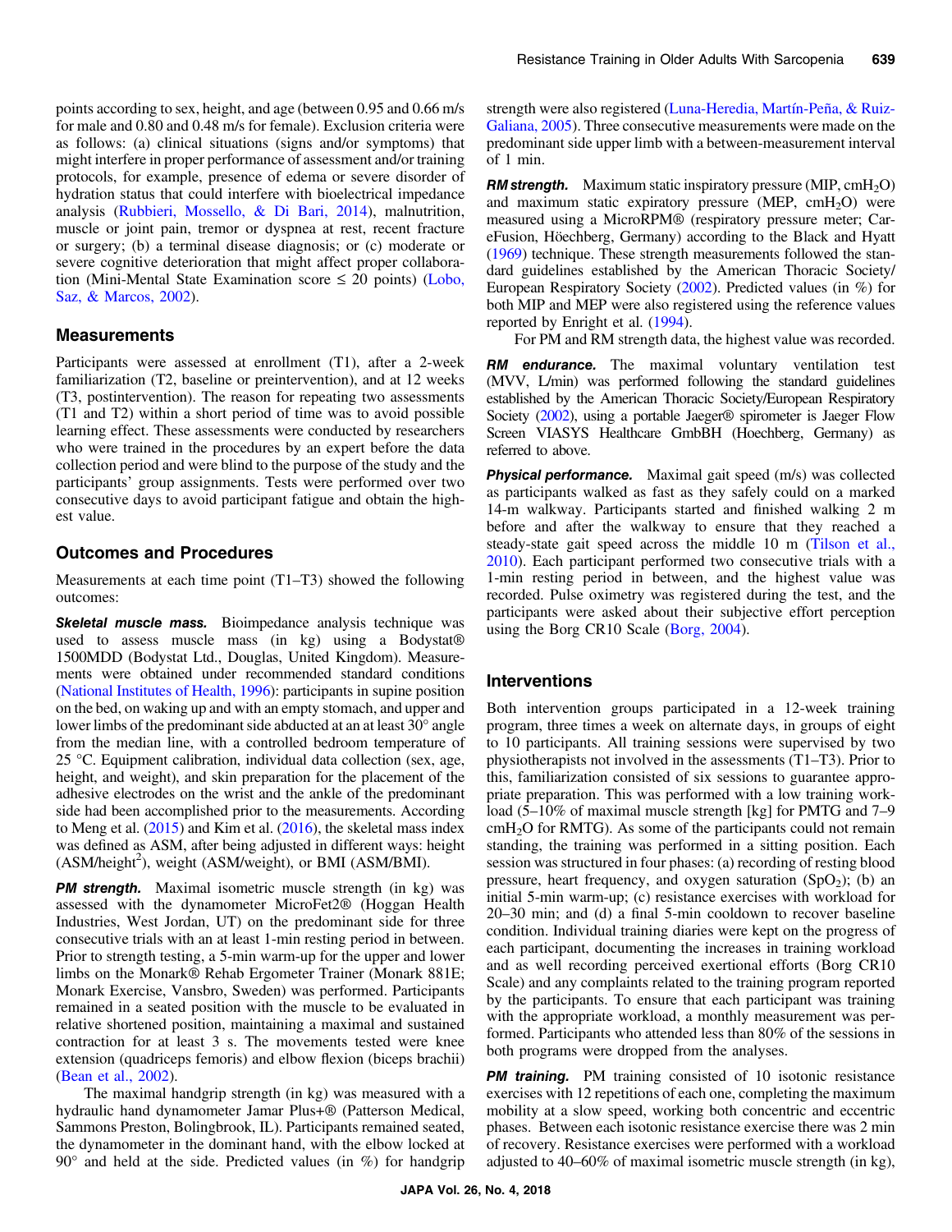points according to sex, height, and age (between 0.95 and 0.66 m/s for male and 0.80 and 0.48 m/s for female). Exclusion criteria were as follows: (a) clinical situations (signs and/or symptoms) that might interfere in proper performance of assessment and/or training protocols, for example, presence of edema or severe disorder of hydration status that could interfere with bioelectrical impedance analysis (Rubbieri, Mossello, & Di Bari, 2014), malnutrition, muscle or joint pain, tremor or dyspnea at rest, recent fracture or surgery; (b) a terminal disease diagnosis; or (c) moderate or severe cognitive deterioration that might affect proper collaboration (Mini-Mental State Examination score ≤ 20 points) (Lobo, Saz, & Marcos, 2002).

## Measurements

Participants were assessed at enrollment (T1), after a 2-week familiarization (T2, baseline or preintervention), and at 12 weeks (T3, postintervention). The reason for repeating two assessments (T1 and T2) within a short period of time was to avoid possible learning effect. These assessments were conducted by researchers who were trained in the procedures by an expert before the data collection period and were blind to the purpose of the study and the participants' group assignments. Tests were performed over two consecutive days to avoid participant fatigue and obtain the highest value.

## Outcomes and Procedures

Measurements at each time point (T1–T3) showed the following outcomes:

***Skeletal muscle mass.*** Bioimpedance analysis technique was used to assess muscle mass (in kg) using a Bodystat® 1500MDD (Bodystat Ltd., Douglas, United Kingdom). Measurements were obtained under recommended standard conditions (National Institutes of Health, 1996): participants in supine position on the bed, on waking up and with an empty stomach, and upper and lower limbs of the predominant side abducted at an at least 30° angle from the median line, with a controlled bedroom temperature of 25 °C. Equipment calibration, individual data collection (sex, age, height, and weight), and skin preparation for the placement of the adhesive electrodes on the wrist and the ankle of the predominant side had been accomplished prior to the measurements. According to Meng et al. (2015) and Kim et al. (2016), the skeletal mass index was defined as ASM, after being adjusted in different ways: height ($ASM/height^2$), weight (ASM/weight), or BMI (ASM/BMI).

***PM strength.*** Maximal isometric muscle strength (in kg) was assessed with the dynamometer MicroFet2® (Hoggan Health Industries, West Jordan, UT) on the predominant side for three consecutive trials with an at least 1-min resting period in between. Prior to strength testing, a 5-min warm-up for the upper and lower limbs on the Monark® Rehab Ergometer Trainer (Monark 881E; Monark Exercise, Vansbro, Sweden) was performed. Participants remained in a seated position with the muscle to be evaluated in relative shortened position, maintaining a maximal and sustained contraction for at least 3 s. The movements tested were knee extension (quadriceps femoris) and elbow flexion (biceps brachii) (Bean et al., 2002).

The maximal handgrip strength (in kg) was measured with a hydraulic hand dynamometer Jamar Plus+® (Patterson Medical, Sammons Preston, Bolingbrook, IL). Participants remained seated, the dynamometer in the dominant hand, with the elbow locked at 90° and held at the side. Predicted values (in %) for handgrip strength were also registered (Luna-Heredia, Martín-Peña, & Ruiz-Galiana, 2005). Three consecutive measurements were made on the predominant side upper limb with a between-measurement interval of 1 min.

***RM strength.*** Maximum static inspiratory pressure (MIP, $cmH_2O$) and maximum static expiratory pressure (MEP, $cmH_2O$) were measured using a MicroRPM® (respiratory pressure meter; CareFusion, Höechberg, Germany) according to the Black and Hyatt (1969) technique. These strength measurements followed the standard guidelines established by the American Thoracic Society/European Respiratory Society (2002). Predicted values (in %) for both MIP and MEP were also registered using the reference values reported by Enright et al. (1994).

For PM and RM strength data, the highest value was recorded.

***RM endurance.*** The maximal voluntary ventilation test (MVV, L/min) was performed following the standard guidelines established by the American Thoracic Society/European Respiratory Society (2002), using a portable Jaeger® spirometer is Jaeger Flow Screen VIASYS Healthcare GmbBH (Hoechberg, Germany) as referred to above.

***Physical performance.*** Maximal gait speed (m/s) was collected as participants walked as fast as they safely could on a marked 14-m walkway. Participants started and finished walking 2 m before and after the walkway to ensure that they reached a steady-state gait speed across the middle 10 m (Tilson et al., 2010). Each participant performed two consecutive trials with a 1-min resting period in between, and the highest value was recorded. Pulse oximetry was registered during the test, and the participants were asked about their subjective effort perception using the Borg CR10 Scale (Borg, 2004).

## Interventions

Both intervention groups participated in a 12-week training program, three times a week on alternate days, in groups of eight to 10 participants. All training sessions were supervised by two physiotherapists not involved in the assessments (T1–T3). Prior to this, familiarization consisted of six sessions to guarantee appropriate preparation. This was performed with a low training workload (5–10% of maximal muscle strength [kg] for PMTG and 7–9 $cmH_2O$ for RMTG). As some of the participants could not remain standing, the training was performed in a sitting position. Each session was structured in four phases: (a) recording of resting blood pressure, heart frequency, and oxygen saturation ($SpO_2$); (b) an initial 5-min warm-up; (c) resistance exercises with workload for 20–30 min; and (d) a final 5-min cooldown to recover baseline condition. Individual training diaries were kept on the progress of each participant, documenting the increases in training workload and as well recording perceived exertional efforts (Borg CR10 Scale) and any complaints related to the training program reported by the participants. To ensure that each participant was training with the appropriate workload, a monthly measurement was performed. Participants who attended less than 80% of the sessions in both programs were dropped from the analyses.

***PM training.*** PM training consisted of 10 isotonic resistance exercises with 12 repetitions of each one, completing the maximum mobility at a slow speed, working both concentric and eccentric phases. Between each isotonic resistance exercise there was 2 min of recovery. Resistance exercises were performed with a workload adjusted to 40–60% of maximal isometric muscle strength (in kg),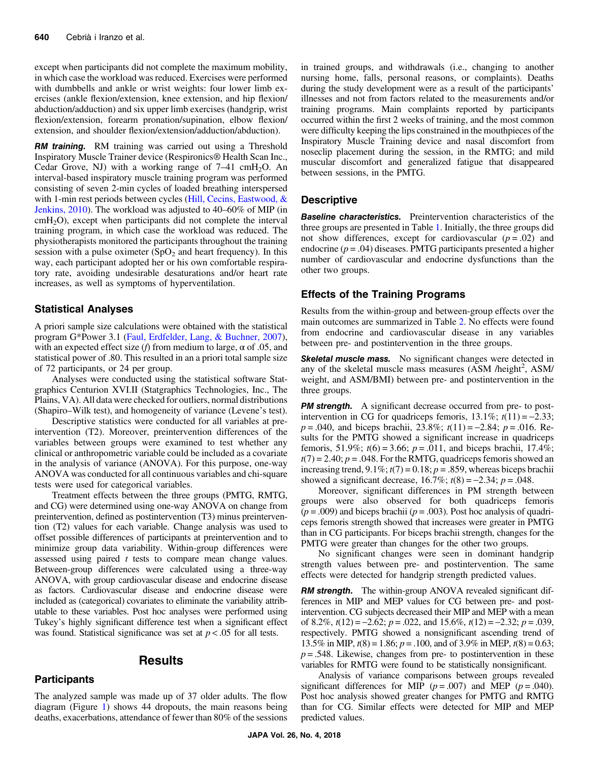except when participants did not complete the maximum mobility, in which case the workload was reduced. Exercises were performed with dumbbells and ankle or wrist weights: four lower limb exercises (ankle flexion/extension, knee extension, and hip flexion/abduction/adduction) and six upper limb exercises (handgrip, wrist flexion/extension, forearm pronation/supination, elbow flexion/extension, and shoulder flexion/extension/adduction/abduction).

***RM training.*** RM training was carried out using a Threshold Inspiratory Muscle Trainer device (Respironics® Health Scan Inc., Cedar Grove, NJ) with a working range of 7–41 cm$H_2O$. An interval-based inspiratory muscle training program was performed consisting of seven 2-min cycles of loaded breathing interspersed with 1-min rest periods between cycles (Hill, Cecins, Eastwood, & Jenkins, 2010). The workload was adjusted to 40–60% of MIP (in cm$H_2O$), except when participants did not complete the interval training program, in which case the workload was reduced. The physiotherapists monitored the participants throughout the training session with a pulse oximeter ($SpO_2$ and heart frequency). In this way, each participant adopted her or his own comfortable respiratory rate, avoiding undesirable desaturations and/or heart rate increases, as well as symptoms of hyperventilation.

## Statistical Analyses

A priori sample size calculations were obtained with the statistical program G*Power 3.1 (Faul, Erdfelder, Lang, & Buchner, 2007), with an expected effect size ($f$) from medium to large, α of .05, and statistical power of .80. This resulted in an a priori total sample size of 72 participants, or 24 per group.

Analyses were conducted using the statistical software Statgraphics Centurion XVI.II (Statgraphics Technologies, Inc., The Plains, VA). All data were checked for outliers, normal distributions (Shapiro–Wilk test), and homogeneity of variance (Levene's test).

Descriptive statistics were conducted for all variables at preintervention (T2). Moreover, preintervention differences of the variables between groups were examined to test whether any clinical or anthropometric variable could be included as a covariate in the analysis of variance (ANOVA). For this purpose, one-way ANOVA was conducted for all continuous variables and chi-square tests were used for categorical variables.

Treatment effects between the three groups (PMTG, RMTG, and CG) were determined using one-way ANOVA on change from preintervention, defined as postintervention (T3) minus preintervention (T2) values for each variable. Change analysis was used to offset possible differences of participants at preintervention and to minimize group data variability. Within-group differences were assessed using paired $t$ tests to compare mean change values. Between-group differences were calculated using a three-way ANOVA, with group cardiovascular disease and endocrine disease as factors. Cardiovascular disease and endocrine disease were included as (categorical) covariates to eliminate the variability attributable to these variables. Post hoc analyses were performed using Tukey's highly significant difference test when a significant effect was found. Statistical significance was set at $p < .05$ for all tests.

# Results

## Participants

The analyzed sample was made up of 37 older adults. The flow diagram (Figure 1) shows 44 dropouts, the main reasons being deaths, exacerbations, attendance of fewer than 80% of the sessions in trained groups, and withdrawals (i.e., changing to another nursing home, falls, personal reasons, or complaints). Deaths during the study development were as a result of the participants' illnesses and not from factors related to the measurements and/or training programs. Main complaints reported by participants occurred within the first 2 weeks of training, and the most common were difficulty keeping the lips constrained in the mouthpieces of the Inspiratory Muscle Training device and nasal discomfort from noseclip placement during the session, in the RMTG; and mild muscular discomfort and generalized fatigue that disappeared between sessions, in the PMTG.

## Descriptive

***Baseline characteristics.*** Preintervention characteristics of the three groups are presented in Table 1. Initially, the three groups did not show differences, except for cardiovascular ($p = .02$) and endocrine ($p = .04$) diseases. PMTG participants presented a higher number of cardiovascular and endocrine dysfunctions than the other two groups.

## Effects of the Training Programs

Results from the within-group and between-group effects over the main outcomes are summarized in Table 2. No effects were found from endocrine and cardiovascular disease in any variables between pre- and postintervention in the three groups.

***Skeletal muscle mass.*** No significant changes were detected in any of the skeletal muscle mass measures (ASM /height$^2$, ASM/weight, and ASM/BMI) between pre- and postintervention in the three groups.

***PM strength.*** A significant decrease occurred from pre- to postintervention in CG for quadriceps femoris, 13.1%; $t(11) = -2.33$; $p = .040$, and biceps brachii, 23.8%; $t(11) = -2.84$; $p = .016$. Results for the PMTG showed a significant increase in quadriceps femoris, 51.9%; $t(6) = 3.66$; $p = .011$, and biceps brachii, 17.4%; $t(7) = 2.40$; $p = .048$. For the RMTG, quadriceps femoris showed an increasing trend, 9.1%; $t(7) = 0.18$; $p = .859$, whereas biceps brachii showed a significant decrease, 16.7%; $t(8) = -2.34$; $p = .048$.

Moreover, significant differences in PM strength between groups were also observed for both quadriceps femoris ($p = .009$) and biceps brachii ($p = .003$). Post hoc analysis of quadriceps femoris strength showed that increases were greater in PMTG than in CG participants. For biceps brachii strength, changes for the PMTG were greater than changes for the other two groups.

No significant changes were seen in dominant handgrip strength values between pre- and postintervention. The same effects were detected for handgrip strength predicted values.

***RM strength.*** The within-group ANOVA revealed significant differences in MIP and MEP values for CG between pre- and postintervention. CG subjects decreased their MIP and MEP with a mean of 8.2%, $t(12) = -2.62$; $p = .022$, and 15.6%, $t(12) = -2.32$; $p = .039$, respectively. PMTG showed a nonsignificant ascending trend of 13.5% in MIP, $t(8) = 1.86$; $p = .100$, and of 3.9% in MEP, $t(8) = 0.63$; $p = .548$. Likewise, changes from pre- to postintervention in these variables for RMTG were found to be statistically nonsignificant.

Analysis of variance comparisons between groups revealed significant differences for MIP ($p = .007$) and MEP ($p = .040$). Post hoc analysis showed greater changes for PMTG and RMTG than for CG. Similar effects were detected for MIP and MEP predicted values.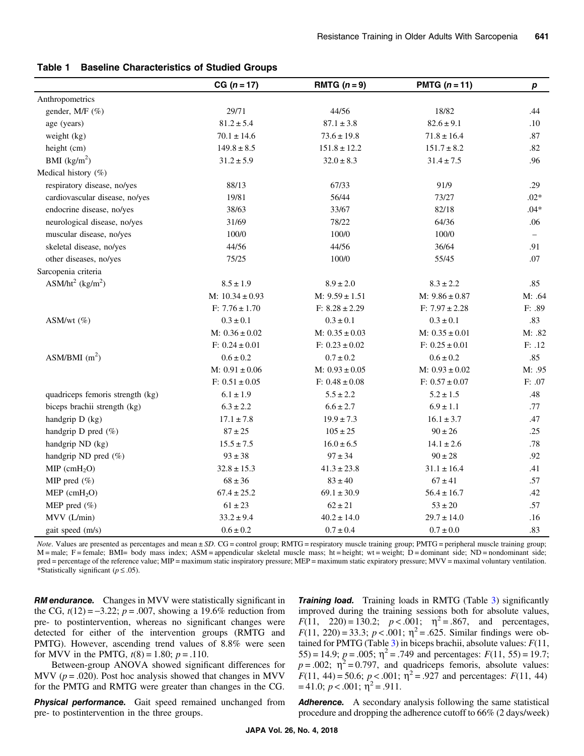**Table 1 Baseline Characteristics of Studied Groups**

| | CG ($n = 17$) | RMTG ($n = 9$) | PMTG ($n = 11$) | $p$ |
|---|---|---|---|---|
| Anthropometrics | | | | |
| gender, M/F (%) | 29/71 | 44/56 | 18/82 | .44 |
| age (years) | 81.2 ± 5.4 | 87.1 ± 3.8 | 82.6 ± 9.1 | .10 |
| weight (kg) | 70.1 ± 14.6 | 73.6 ± 19.8 | 71.8 ± 16.4 | .87 |
| height (cm) | 149.8 ± 8.5 | 151.8 ± 12.2 | 151.7 ± 8.2 | .82 |
| BMI (kg/m$^2$) | 31.2 ± 5.9 | 32.0 ± 8.3 | 31.4 ± 7.5 | .96 |
| Medical history (%) | | | | |
| respiratory disease, no/yes | 88/13 | 67/33 | 91/9 | .29 |
| cardiovascular disease, no/yes | 19/81 | 56/44 | 73/27 | .02* |
| endocrine disease, no/yes | 38/63 | 33/67 | 82/18 | .04* |
| neurological disease, no/yes | 31/69 | 78/22 | 64/36 | .06 |
| muscular disease, no/yes | 100/0 | 100/0 | 100/0 | – |
| skeletal disease, no/yes | 44/56 | 44/56 | 36/64 | .91 |
| other diseases, no/yes | 75/25 | 100/0 | 55/45 | .07 |
| Sarcopenia criteria | | | | |
| ASM/ht$^2$ (kg/m$^2$) | 8.5 ± 1.9 | 8.9 ± 2.0 | 8.3 ± 2.2 | .85 |
| | M: 10.34 ± 0.93 | M: 9.59 ± 1.51 | M: 9.86 ± 0.87 | M: .64 |
| | F: 7.76 ± 1.70 | F: 8.28 ± 2.29 | F: 7.97 ± 2.28 | F: .89 |
| ASM/wt (%) | 0.3 ± 0.1 | 0.3 ± 0.1 | 0.3 ± 0.1 | .83 |
| | M: 0.36 ± 0.02 | M: 0.35 ± 0.03 | M: 0.35 ± 0.01 | M: .82 |
| | F: 0.24 ± 0.01 | F: 0.23 ± 0.02 | F: 0.25 ± 0.01 | F: .12 |
| ASM/BMI (m$^2$) | 0.6 ± 0.2 | 0.7 ± 0.2 | 0.6 ± 0.2 | .85 |
| | M: 0.91 ± 0.06 | M: 0.93 ± 0.05 | M: 0.93 ± 0.02 | M: .95 |
| | F: 0.51 ± 0.05 | F: 0.48 ± 0.08 | F: 0.57 ± 0.07 | F: .07 |
| quadriceps femoris strength (kg) | 6.1 ± 1.9 | 5.5 ± 2.2 | 5.2 ± 1.5 | .48 |
| biceps brachii strength (kg) | 6.3 ± 2.2 | 6.6 ± 2.7 | 6.9 ± 1.1 | .77 |
| handgrip D (kg) | 17.1 ± 7.8 | 19.9 ± 7.3 | 16.1 ± 3.7 | .47 |
| handgrip D pred (%) | 87 ± 25 | 105 ± 25 | 90 ± 26 | .25 |
| handgrip ND (kg) | 15.5 ± 7.5 | 16.0 ± 6.5 | 14.1 ± 2.6 | .78 |
| handgrip ND pred (%) | 93 ± 38 | 97 ± 34 | 90 ± 28 | .92 |
| MIP (cm$H_2O$) | 32.8 ± 15.3 | 41.3 ± 23.8 | 31.1 ± 16.4 | .41 |
| MIP pred (%) | 68 ± 36 | 83 ± 40 | 67 ± 41 | .57 |
| MEP (cm$H_2O$) | 67.4 ± 25.2 | 69.1 ± 30.9 | 56.4 ± 16.7 | .42 |
| MEP pred (%) | 61 ± 23 | 62 ± 21 | 53 ± 20 | .57 |
| MVV (L/min) | 33.2 ± 9.4 | 40.2 ± 14.0 | 29.7 ± 14.0 | .16 |
| gait speed (m/s) | 0.6 ± 0.2 | 0.7 ± 0.4 | 0.7 ± 0.0 | .83 |

*Note*. Values are presented as percentages and mean ± *SD*. CG = control group; RMTG = respiratory muscle training group; PMTG = peripheral muscle training group; M = male; F = female; BMI= body mass index; ASM = appendicular skeletal muscle mass; ht = height; wt = weight; D = dominant side; ND = nondominant side; pred = percentage of the reference value; MIP = maximum static inspiratory pressure; MEP = maximum static expiratory pressure; MVV = maximal voluntary ventilation. *Statistically significant ($p \leq .05$).

***RM endurance.*** Changes in MVV were statistically significant in the CG, $t(12) = -3.22$; $p = .007$, showing a 19.6% reduction from pre- to postintervention, whereas no significant changes were detected for either of the intervention groups (RMTG and PMTG). However, ascending trend values of 8.8% were seen for MVV in the PMTG, $t(8) = 1.80$; $p = .110$.

Between-group ANOVA showed significant differences for MVV ($p = .020$). Post hoc analysis showed that changes in MVV for the PMTG and RMTG were greater than changes in the CG.

***Physical performance.*** Gait speed remained unchanged from pre- to postintervention in the three groups.

***Training load.*** Training loads in RMTG (Table 3) significantly improved during the training sessions both for absolute values, $F(11, 220) = 130.2$; $p < .001$; $\eta^2 = .867$, and percentages, $F(11, 220) = 33.3$; $p < .001$; $\eta^2 = .625$. Similar findings were obtained for PMTG (Table 3) in biceps brachii, absolute values: $F(11, 55) = 14.9$; $p = .005$; $\eta^2 = .749$ and percentages: $F(11, 55) = 19.7$; $p = .002$; $\eta^2 = 0.797$, and quadriceps femoris, absolute values: $F(11, 44) = 50.6$; $p < .001$; $\eta^2 = .927$ and percentages: $F(11, 44) = 41.0$; $p < .001$; $\eta^2 = .911$.

***Adherence.*** A secondary analysis following the same statistical procedure and dropping the adherence cutoff to 66% (2 days/week)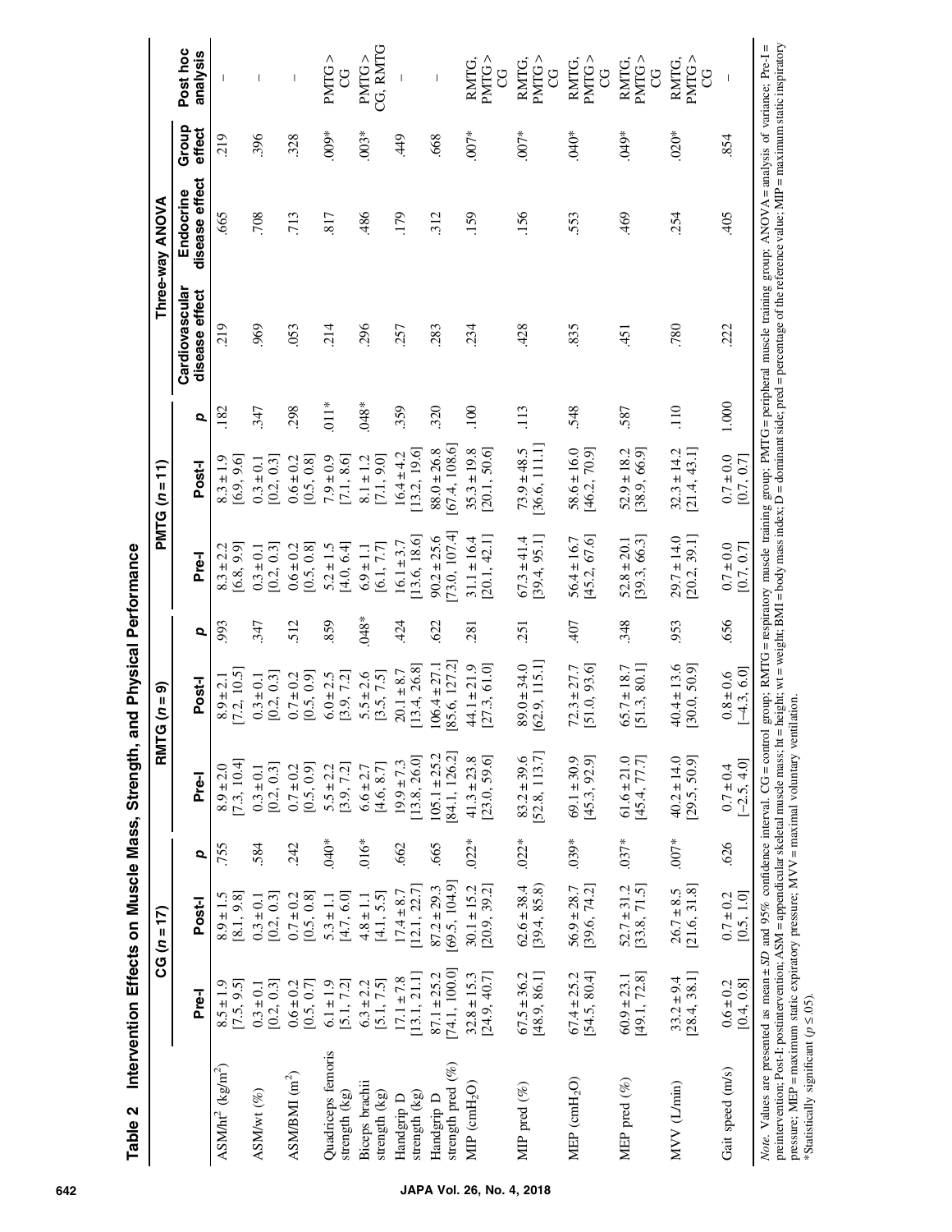**Table 2 Intervention Effects on Muscle Mass, Strength, and Physical Performance**

| | CG (n = 17) | | | RMTG (n = 9) | | | PMTG (n = 11) | | | Three-way ANOVA | | | Post hoc analysis |
|---|---|---|---|---|---|---|---|---|---|---|---|---|---|
| | Pre-I | Post-I | p | Pre-I | Post-I | p | Pre-I | Post-I | p | Cardiovascular disease effect | Endocrine disease effect | Group effect | |
| ASM/ht$^2$ (kg/m$^2$) | 8.5 ± 1.9 [7.5, 9.5] | 8.9 ± 1.5 [8.1, 9.8] | .755 | 8.9 ± 2.0 [7.3, 10.4] | 8.9 ± 2.1 [7.2, 10.5] | .993 | 8.3 ± 2.2 [6.8, 9.9] | 8.3 ± 1.9 [6.9, 9.6] | .182 | .219 | .665 | .219 | – |
| ASM/wt (%) | 0.3 ± 0.1 [0.2, 0.3] | 0.3 ± 0.1 [0.2, 0.3] | .584 | 0.3 ± 0.1 [0.2, 0.3] | 0.3 ± 0.1 [0.2, 0.3] | .347 | 0.3 ± 0.1 [0.2, 0.3] | 0.3 ± 0.1 [0.2, 0.3] | .347 | .969 | .708 | .396 | – |
| ASM/BMI (m$^2$) | 0.6 ± 0.2 [0.5, 0.7] | 0.7 ± 0.2 [0.5, 0.8] | .242 | 0.7 ± 0.2 [0.5, 0.9] | 0.7 ± 0.2 [0.5, 0.9] | .512 | 0.6 ± 0.2 [0.5, 0.8] | 0.6 ± 0.2 [0.5, 0.8] | .298 | .053 | .713 | .328 | – |
| Quadriceps femoris strength (kg) | 6.1 ± 1.9 [5.1, 7.2] | 5.3 ± 1.1 [4.7, 6.0] | .040* | 5.5 ± 2.2 [3.9, 7.2] | 6.0 ± 2.5 [3.9, 7.2] | .859 | 5.2 ± 1.5 [4.0, 6.4] | 7.9 ± 0.9 [7.1, 8.6] | .011* | .214 | .817 | .009* | PMTG > CG |
| Biceps brachii strength (kg) | 6.3 ± 2.2 [5.1, 7.5] | 4.8 ± 1.1 [4.1, 5.5] | .016* | 6.6 ± 2.7 [4.6, 8.7] | 5.5 ± 2.6 [3.5, 7.5] | .048* | 6.9 ± 1.1 [6.1, 7.7] | 8.1 ± 1.2 [7.1, 9.0] | .048* | .296 | .486 | .003* | PMTG > CG, RMTG |
| Handgrip D strength (kg) | 17.1 ± 7.8 [13.1, 21.1] | 17.4 ± 8.7 [12.1, 22.7] | .662 | 19.9 ± 7.3 [13.8, 26.0] | 20.1 ± 8.7 [13.4, 26.8] | .424 | 16.1 ± 3.7 [13.6, 18.6] | 16.4 ± 4.2 [13.2, 19.6] | .359 | .257 | .179 | .449 | – |
| Handgrip D strength pred (%) | 87.1 ± 25.2 [74.1, 100.0] | 87.2 ± 29.3 [69.5, 104.9] | .665 | 105.1 ± 25.2 [84.1, 126.2] | 106.4 ± 27.1 [85.6, 127.2] | .622 | 90.2 ± 25.6 [73.0, 107.4] | 88.0 ± 26.8 [67.4, 108.6] | .320 | .283 | .312 | .668 | – |
| MIP (cmH$_2$O) | 32.8 ± 15.3 [24.9, 40.7] | 30.1 ± 15.2 [20.9, 39.2] | .022* | 41.3 ± 23.8 [23.0, 59.6] | 44.1 ± 21.9 [27.3, 61.0] | .281 | 31.1 ± 16.4 [20.1, 42.1] | 35.3 ± 19.8 [20.1, 50.6] | .100 | .234 | .159 | .007* | RMTG, PMTG > CG |
| MIP pred (%) | 67.5 ± 36.2 [48.9, 86.1] | 62.6 ± 38.4 [39.4, 85.8] | .022* | 83.2 ± 39.6 [52.8, 113.7] | 89.0 ± 34.0 [62.9, 115.1] | .251 | 67.3 ± 41.4 [39.4, 95.1] | 73.9 ± 48.5 [36.6, 111.1] | .113 | .428 | .156 | .007* | RMTG, PMTG > CG |
| MEP (cmH$_2$O) | 67.4 ± 25.2 [54.5, 80.4] | 56.9 ± 28.7 [39.6, 74.2] | .039* | 69.1 ± 30.9 [45.3, 92.9] | 72.3 ± 27.7 [51.0, 93.6] | .407 | 56.4 ± 16.7 [45.2, 67.6] | 58.6 ± 16.0 [46.2, 70.9] | .548 | .835 | .553 | .040* | RMTG, PMTG > CG |
| MEP pred (%) | 60.9 ± 23.1 [49.1, 72.8] | 52.7 ± 31.2 [33.8, 71.5] | .037* | 61.6 ± 21.0 [45.4, 77.7] | 65.7 ± 18.7 [51.3, 80.1] | .348 | 52.8 ± 20.1 [39.3, 66.3] | 52.9 ± 18.2 [38.9, 66.9] | .587 | .451 | .469 | .049* | RMTG, PMTG > CG |
| MVV (L/min) | 33.2 ± 9.4 [28.4, 38.1] | 26.7 ± 8.5 [21.6, 31.8] | .007* | 40.2 ± 14.0 [29.5, 50.9] | 40.4 ± 13.6 [30.0, 50.9] | .953 | 29.7 ± 14.0 [20.2, 39.1] | 32.3 ± 14.2 [21.4, 43.1] | .110 | .780 | .254 | .020* | RMTG, PMTG > CG |
| Gait speed (m/s) | 0.6 ± 0.2 [0.4, 0.8] | 0.7 ± 0.2 [0.5, 1.0] | .626 | 0.7 ± 0.4 [−2.5, 4.0] | 0.8 ± 0.6 [−4.3, 6.0] | .656 | 0.7 ± 0.0 [0.7, 0.7] | 0.7 ± 0.0 [0.7, 0.7] | 1.000 | .222 | .405 | .854 | – |

*Note.* Values are presented as mean ± *SD* and 95% confidence interval. CG = control group; RMTG = respiratory muscle training group; PMTG = peripheral muscle training group; ANOVA = analysis of variance; Pre-I = preintervention; Post-I: postintervention; ASM = appendicular skeletal muscle mass; ht = height; wt = weight; BMI = body mass index; D = dominant side; pred = percentage of the reference value; MIP = maximum static inspiratory pressure; MEP = maximum static expiratory pressure; MVV = maximal voluntary ventilation.
*Statistically significant ($p \leq .05$).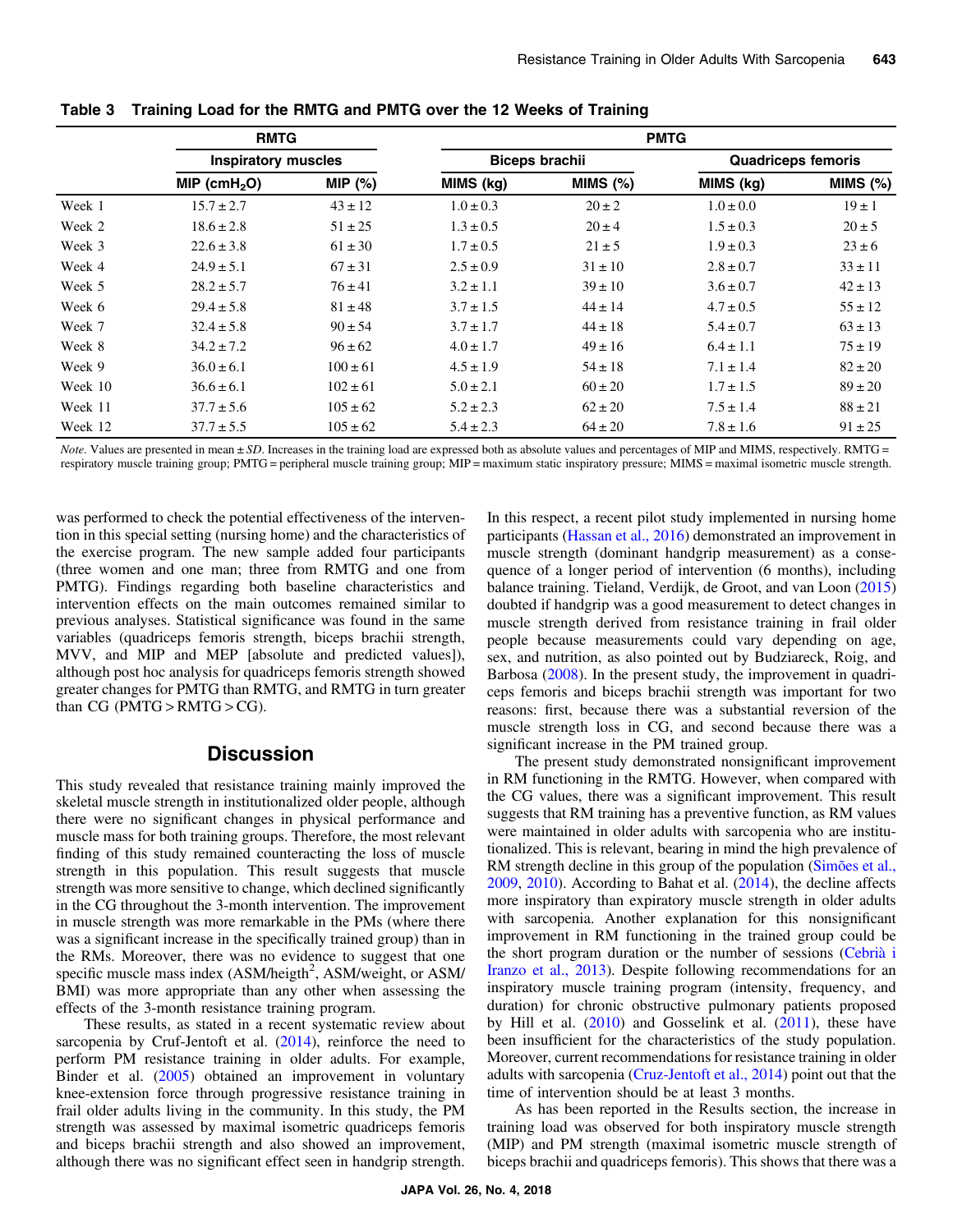**Table 3 Training Load for the RMTG and PMTG over the 12 Weeks of Training**

| | RMTG | | PMTG | | | |
|---|---|---|---|---|---|---|
| | Inspiratory muscles | | Biceps brachii | | Quadriceps femoris | |
| | MIP ($cmH_2O$) | MIP (%) | MIMS (kg) | MIMS (%) | MIMS (kg) | MIMS (%) |
| Week 1 | 15.7 ± 2.7 | 43 ± 12 | 1.0 ± 0.3 | 20 ± 2 | 1.0 ± 0.0 | 19 ± 1 |
| Week 2 | 18.6 ± 2.8 | 51 ± 25 | 1.3 ± 0.5 | 20 ± 4 | 1.5 ± 0.3 | 20 ± 5 |
| Week 3 | 22.6 ± 3.8 | 61 ± 30 | 1.7 ± 0.5 | 21 ± 5 | 1.9 ± 0.3 | 23 ± 6 |
| Week 4 | 24.9 ± 5.1 | 67 ± 31 | 2.5 ± 0.9 | 31 ± 10 | 2.8 ± 0.7 | 33 ± 11 |
| Week 5 | 28.2 ± 5.7 | 76 ± 41 | 3.2 ± 1.1 | 39 ± 10 | 3.6 ± 0.7 | 42 ± 13 |
| Week 6 | 29.4 ± 5.8 | 81 ± 48 | 3.7 ± 1.5 | 44 ± 14 | 4.7 ± 0.5 | 55 ± 12 |
| Week 7 | 32.4 ± 5.8 | 90 ± 54 | 3.7 ± 1.7 | 44 ± 18 | 5.4 ± 0.7 | 63 ± 13 |
| Week 8 | 34.2 ± 7.2 | 96 ± 62 | 4.0 ± 1.7 | 49 ± 16 | 6.4 ± 1.1 | 75 ± 19 |
| Week 9 | 36.0 ± 6.1 | 100 ± 61 | 4.5 ± 1.9 | 54 ± 18 | 7.1 ± 1.4 | 82 ± 20 |
| Week 10 | 36.6 ± 6.1 | 102 ± 61 | 5.0 ± 2.1 | 60 ± 20 | 1.7 ± 1.5 | 89 ± 20 |
| Week 11 | 37.7 ± 5.6 | 105 ± 62 | 5.2 ± 2.3 | 62 ± 20 | 7.5 ± 1.4 | 88 ± 21 |
| Week 12 | 37.7 ± 5.5 | 105 ± 62 | 5.4 ± 2.3 | 64 ± 20 | 7.8 ± 1.6 | 91 ± 25 |

*Note*. Values are presented in mean ± *SD*. Increases in the training load are expressed both as absolute values and percentages of MIP and MIMS, respectively. RMTG = respiratory muscle training group; PMTG = peripheral muscle training group; MIP = maximum static inspiratory pressure; MIMS = maximal isometric muscle strength.

was performed to check the potential effectiveness of the intervention in this special setting (nursing home) and the characteristics of the exercise program. The new sample added four participants (three women and one man; three from RMTG and one from PMTG). Findings regarding both baseline characteristics and intervention effects on the main outcomes remained similar to previous analyses. Statistical significance was found in the same variables (quadriceps femoris strength, biceps brachii strength, MVV, and MIP and MEP [absolute and predicted values]), although post hoc analysis for quadriceps femoris strength showed greater changes for PMTG than RMTG, and RMTG in turn greater than CG (PMTG > RMTG > CG).

## Discussion

This study revealed that resistance training mainly improved the skeletal muscle strength in institutionalized older people, although there were no significant changes in physical performance and muscle mass for both training groups. Therefore, the most relevant finding of this study remained counteracting the loss of muscle strength in this population. This result suggests that muscle strength was more sensitive to change, which declined significantly in the CG throughout the 3-month intervention. The improvement in muscle strength was more remarkable in the PMs (where there was a significant increase in the specifically trained group) than in the RMs. Moreover, there was no evidence to suggest that one specific muscle mass index (ASM/heigth$^2$, ASM/weight, or ASM/BMI) was more appropriate than any other when assessing the effects of the 3-month resistance training program.

These results, as stated in a recent systematic review about sarcopenia by Cruf-Jentoft et al. (2014), reinforce the need to perform PM resistance training in older adults. For example, Binder et al. (2005) obtained an improvement in voluntary knee-extension force through progressive resistance training in frail older adults living in the community. In this study, the PM strength was assessed by maximal isometric quadriceps femoris and biceps brachii strength and also showed an improvement, although there was no significant effect seen in handgrip strength. In this respect, a recent pilot study implemented in nursing home participants (Hassan et al., 2016) demonstrated an improvement in muscle strength (dominant handgrip measurement) as a consequence of a longer period of intervention (6 months), including balance training. Tieland, Verdijk, de Groot, and van Loon (2015) doubted if handgrip was a good measurement to detect changes in muscle strength derived from resistance training in frail older people because measurements could vary depending on age, sex, and nutrition, as also pointed out by Budziareck, Roig, and Barbosa (2008). In the present study, the improvement in quadriceps femoris and biceps brachii strength was important for two reasons: first, because there was a substantial reversion of the muscle strength loss in CG, and second because there was a significant increase in the PM trained group.

The present study demonstrated nonsignificant improvement in RM functioning in the RMTG. However, when compared with the CG values, there was a significant improvement. This result suggests that RM training has a preventive function, as RM values were maintained in older adults with sarcopenia who are institutionalized. This is relevant, bearing in mind the high prevalence of RM strength decline in this group of the population (Simões et al., 2009, 2010). According to Bahat et al. (2014), the decline affects more inspiratory than expiratory muscle strength in older adults with sarcopenia. Another explanation for this nonsignificant improvement in RM functioning in the trained group could be the short program duration or the number of sessions (Cebrià i Iranzo et al., 2013). Despite following recommendations for an inspiratory muscle training program (intensity, frequency, and duration) for chronic obstructive pulmonary patients proposed by Hill et al. (2010) and Gosselink et al. (2011), these have been insufficient for the characteristics of the study population. Moreover, current recommendations for resistance training in older adults with sarcopenia (Cruz-Jentoft et al., 2014) point out that the time of intervention should be at least 3 months.

As has been reported in the Results section, the increase in training load was observed for both inspiratory muscle strength (MIP) and PM strength (maximal isometric muscle strength of biceps brachii and quadriceps femoris). This shows that there was a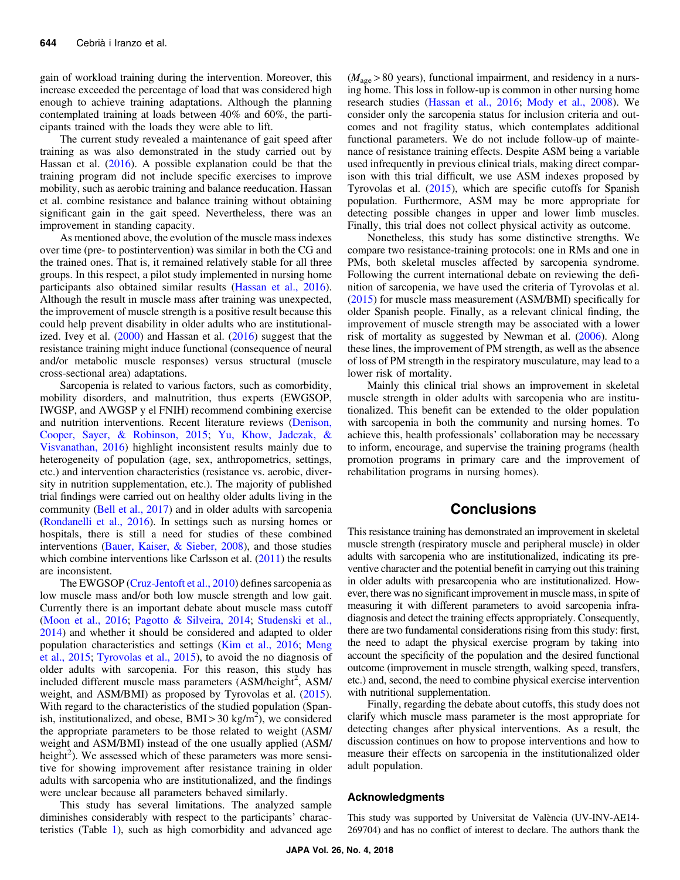gain of workload training during the intervention. Moreover, this increase exceeded the percentage of load that was considered high enough to achieve training adaptations. Although the planning contemplated training at loads between 40% and 60%, the participants trained with the loads they were able to lift.

The current study revealed a maintenance of gait speed after training as was also demonstrated in the study carried out by Hassan et al. (2016). A possible explanation could be that the training program did not include specific exercises to improve mobility, such as aerobic training and balance reeducation. Hassan et al. combine resistance and balance training without obtaining significant gain in the gait speed. Nevertheless, there was an improvement in standing capacity.

As mentioned above, the evolution of the muscle mass indexes over time (pre- to postintervention) was similar in both the CG and the trained ones. That is, it remained relatively stable for all three groups. In this respect, a pilot study implemented in nursing home participants also obtained similar results (Hassan et al., 2016). Although the result in muscle mass after training was unexpected, the improvement of muscle strength is a positive result because this could help prevent disability in older adults who are institutionalized. Ivey et al. (2000) and Hassan et al. (2016) suggest that the resistance training might induce functional (consequence of neural and/or metabolic muscle responses) versus structural (muscle cross-sectional area) adaptations.

Sarcopenia is related to various factors, such as comorbidity, mobility disorders, and malnutrition, thus experts (EWGSOP, IWGSP, and AWGSP y el FNIH) recommend combining exercise and nutrition interventions. Recent literature reviews (Denison, Cooper, Sayer, & Robinson, 2015; Yu, Khow, Jadczak, & Visvanathan, 2016) highlight inconsistent results mainly due to heterogeneity of population (age, sex, anthropometrics, settings, etc.) and intervention characteristics (resistance vs. aerobic, diversity in nutrition supplementation, etc.). The majority of published trial findings were carried out on healthy older adults living in the community (Bell et al., 2017) and in older adults with sarcopenia (Rondanelli et al., 2016). In settings such as nursing homes or hospitals, there is still a need for studies of these combined interventions (Bauer, Kaiser, & Sieber, 2008), and those studies which combine interventions like Carlsson et al. (2011) the results are inconsistent.

The EWGSOP (Cruz-Jentoft et al., 2010) defines sarcopenia as low muscle mass and/or both low muscle strength and low gait. Currently there is an important debate about muscle mass cutoff (Moon et al., 2016; Pagotto & Silveira, 2014; Studenski et al., 2014) and whether it should be considered and adapted to older population characteristics and settings (Kim et al., 2016; Meng et al., 2015; Tyrovolas et al., 2015), to avoid the no diagnosis of older adults with sarcopenia. For this reason, this study has included different muscle mass parameters (ASM/height$^2$, ASM/weight, and ASM/BMI) as proposed by Tyrovolas et al. (2015). With regard to the characteristics of the studied population (Spanish, institutionalized, and obese, BMI > 30 kg/m$^2$), we considered the appropriate parameters to be those related to weight (ASM/weight and ASM/BMI) instead of the one usually applied (ASM/height$^2$). We assessed which of these parameters was more sensitive for showing improvement after resistance training in older adults with sarcopenia who are institutionalized, and the findings were unclear because all parameters behaved similarly.

This study has several limitations. The analyzed sample diminishes considerably with respect to the participants' characteristics (Table 1), such as high comorbidity and advanced age ($M_{age}$ > 80 years), functional impairment, and residency in a nursing home. This loss in follow-up is common in other nursing home research studies (Hassan et al., 2016; Mody et al., 2008). We consider only the sarcopenia status for inclusion criteria and outcomes and not fragility status, which contemplates additional functional parameters. We do not include follow-up of maintenance of resistance training effects. Despite ASM being a variable used infrequently in previous clinical trials, making direct comparison with this trial difficult, we use ASM indexes proposed by Tyrovolas et al. (2015), which are specific cutoffs for Spanish population. Furthermore, ASM may be more appropriate for detecting possible changes in upper and lower limb muscles. Finally, this trial does not collect physical activity as outcome.

Nonetheless, this study has some distinctive strengths. We compare two resistance-training protocols: one in RMs and one in PMs, both skeletal muscles affected by sarcopenia syndrome. Following the current international debate on reviewing the definition of sarcopenia, we have used the criteria of Tyrovolas et al. (2015) for muscle mass measurement (ASM/BMI) specifically for older Spanish people. Finally, as a relevant clinical finding, the improvement of muscle strength may be associated with a lower risk of mortality as suggested by Newman et al. (2006). Along these lines, the improvement of PM strength, as well as the absence of loss of PM strength in the respiratory musculature, may lead to a lower risk of mortality.

Mainly this clinical trial shows an improvement in skeletal muscle strength in older adults with sarcopenia who are institutionalized. This benefit can be extended to the older population with sarcopenia in both the community and nursing homes. To achieve this, health professionals' collaboration may be necessary to inform, encourage, and supervise the training programs (health promotion programs in primary care and the improvement of rehabilitation programs in nursing homes).

## Conclusions

This resistance training has demonstrated an improvement in skeletal muscle strength (respiratory muscle and peripheral muscle) in older adults with sarcopenia who are institutionalized, indicating its preventive character and the potential benefit in carrying out this training in older adults with presarcopenia who are institutionalized. However, there was no significant improvement in muscle mass, in spite of measuring it with different parameters to avoid sarcopenia infradiagnosis and detect the training effects appropriately. Consequently, there are two fundamental considerations rising from this study: first, the need to adapt the physical exercise program by taking into account the specificity of the population and the desired functional outcome (improvement in muscle strength, walking speed, transfers, etc.) and, second, the need to combine physical exercise intervention with nutritional supplementation.

Finally, regarding the debate about cutoffs, this study does not clarify which muscle mass parameter is the most appropriate for detecting changes after physical interventions. As a result, the discussion continues on how to propose interventions and how to measure their effects on sarcopenia in the institutionalized older adult population.

### Acknowledgments

This study was supported by Universitat de València (UV-INV-AE14-269704) and has no conflict of interest to declare. The authors thank the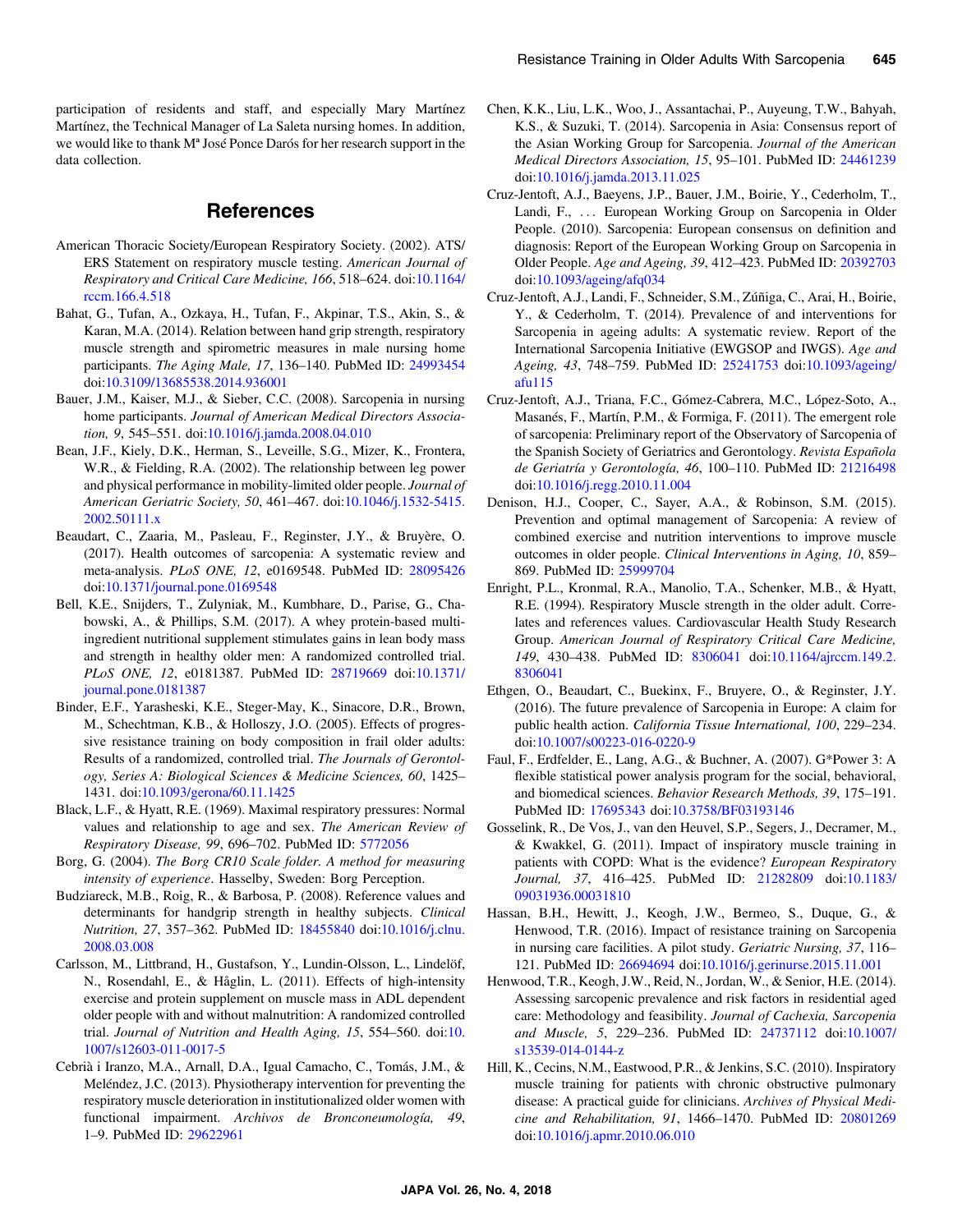participation of residents and staff, and especially Mary Martínez Martínez, the Technical Manager of La Saleta nursing homes. In addition, we would like to thank Mª José Ponce Darós for her research support in the data collection.

## References

American Thoracic Society/European Respiratory Society. (2002). ATS/ERS Statement on respiratory muscle testing. *American Journal of Respiratory and Critical Care Medicine, 166*, 518–624. doi:10.1164/rccm.166.4.518

Bahat, G., Tufan, A., Ozkaya, H., Tufan, F., Akpinar, T.S., Akin, S., & Karan, M.A. (2014). Relation between hand grip strength, respiratory muscle strength and spirometric measures in male nursing home participants. *The Aging Male, 17*, 136–140. PubMed ID: 24993454 doi:10.3109/13685538.2014.936001

Bauer, J.M., Kaiser, M.J., & Sieber, C.C. (2008). Sarcopenia in nursing home participants. *Journal of American Medical Directors Association, 9*, 545–551. doi:10.1016/j.jamda.2008.04.010

Bean, J.F., Kiely, D.K., Herman, S., Leveille, S.G., Mizer, K., Frontera, W.R., & Fielding, R.A. (2002). The relationship between leg power and physical performance in mobility-limited older people. *Journal of American Geriatric Society, 50*, 461–467. doi:10.1046/j.1532-5415.2002.50111.x

Beaudart, C., Zaaria, M., Pasleau, F., Reginster, J.Y., & Bruyère, O. (2017). Health outcomes of sarcopenia: A systematic review and meta-analysis. *PLoS ONE, 12*, e0169548. PubMed ID: 28095426 doi:10.1371/journal.pone.0169548

Bell, K.E., Snijders, T., Zulyniak, M., Kumbhare, D., Parise, G., Chabowski, A., & Phillips, S.M. (2017). A whey protein-based multi-ingredient nutritional supplement stimulates gains in lean body mass and strength in healthy older men: A randomized controlled trial. *PLoS ONE, 12*, e0181387. PubMed ID: 28719669 doi:10.1371/journal.pone.0181387

Binder, E.F., Yarasheski, K.E., Steger-May, K., Sinacore, D.R., Brown, M., Schechtman, K.B., & Holloszy, J.O. (2005). Effects of progressive resistance training on body composition in frail older adults: Results of a randomized, controlled trial. *The Journals of Gerontology, Series A: Biological Sciences & Medicine Sciences, 60*, 1425–1431. doi:10.1093/gerona/60.11.1425

Black, L.F., & Hyatt, R.E. (1969). Maximal respiratory pressures: Normal values and relationship to age and sex. *The American Review of Respiratory Disease, 99*, 696–702. PubMed ID: 5772056

Borg, G. (2004). *The Borg CR10 Scale folder. A method for measuring intensity of experience*. Hasselby, Sweden: Borg Perception.

Budziareck, M.B., Roig, R., & Barbosa, P. (2008). Reference values and determinants for handgrip strength in healthy subjects. *Clinical Nutrition, 27*, 357–362. PubMed ID: 18455840 doi:10.1016/j.clnu.2008.03.008

Carlsson, M., Littbrand, H., Gustafson, Y., Lundin-Olsson, L., Lindelöf, N., Rosendahl, E., & Håglin, L. (2011). Effects of high-intensity exercise and protein supplement on muscle mass in ADL dependent older people with and without malnutrition: A randomized controlled trial. *Journal of Nutrition and Health Aging, 15*, 554–560. doi:10.1007/s12603-011-0017-5

Cebrià i Iranzo, M.A., Arnall, D.A., Igual Camacho, C., Tomás, J.M., & Meléndez, J.C. (2013). Physiotherapy intervention for preventing the respiratory muscle deterioration in institutionalized older women with functional impairment. *Archivos de Bronconeumología, 49*, 1–9. PubMed ID: 29622961

Chen, K.K., Liu, L.K., Woo, J., Assantachai, P., Auyeung, T.W., Bahyah, K.S., & Suzuki, T. (2014). Sarcopenia in Asia: Consensus report of the Asian Working Group for Sarcopenia. *Journal of the American Medical Directors Association, 15*, 95–101. PubMed ID: 24461239 doi:10.1016/j.jamda.2013.11.025

Cruz-Jentoft, A.J., Baeyens, J.P., Bauer, J.M., Boirie, Y., Cederholm, T., Landi, F., … European Working Group on Sarcopenia in Older People. (2010). Sarcopenia: European consensus on definition and diagnosis: Report of the European Working Group on Sarcopenia in Older People. *Age and Ageing, 39*, 412–423. PubMed ID: 20392703 doi:10.1093/ageing/afq034

Cruz-Jentoft, A.J., Landi, F., Schneider, S.M., Zúñiga, C., Arai, H., Boirie, Y., & Cederholm, T. (2014). Prevalence of and interventions for Sarcopenia in ageing adults: A systematic review. Report of the International Sarcopenia Initiative (EWGSOP and IWGS). *Age and Ageing, 43*, 748–759. PubMed ID: 25241753 doi:10.1093/ageing/afu115

Cruz-Jentoft, A.J., Triana, F.C., Gómez-Cabrera, M.C., López-Soto, A., Masanés, F., Martín, P.M., & Formiga, F. (2011). The emergent role of sarcopenia: Preliminary report of the Observatory of Sarcopenia of the Spanish Society of Geriatrics and Gerontology. *Revista Española de Geriatría y Gerontología, 46*, 100–110. PubMed ID: 21216498 doi:10.1016/j.regg.2010.11.004

Denison, H.J., Cooper, C., Sayer, A.A., & Robinson, S.M. (2015). Prevention and optimal management of Sarcopenia: A review of combined exercise and nutrition interventions to improve muscle outcomes in older people. *Clinical Interventions in Aging, 10*, 859–869. PubMed ID: 25999704

Enright, P.L., Kronmal, R.A., Manolio, T.A., Schenker, M.B., & Hyatt, R.E. (1994). Respiratory Muscle strength in the older adult. Correlates and references values. Cardiovascular Health Study Research Group. *American Journal of Respiratory Critical Care Medicine, 149*, 430–438. PubMed ID: 8306041 doi:10.1164/ajrccm.149.2.8306041

Ethgen, O., Beaudart, C., Buekinx, F., Bruyere, O., & Reginster, J.Y. (2016). The future prevalence of Sarcopenia in Europe: A claim for public health action. *California Tissue International, 100*, 229–234. doi:10.1007/s00223-016-0220-9

Faul, F., Erdfelder, E., Lang, A.G., & Buchner, A. (2007). G*Power 3: A flexible statistical power analysis program for the social, behavioral, and biomedical sciences. *Behavior Research Methods, 39*, 175–191. PubMed ID: 17695343 doi:10.3758/BF03193146

Gosselink, R., De Vos, J., van den Heuvel, S.P., Segers, J., Decramer, M., & Kwakkel, G. (2011). Impact of inspiratory muscle training in patients with COPD: What is the evidence? *European Respiratory Journal, 37*, 416–425. PubMed ID: 21282809 doi:10.1183/09031936.00031810

Hassan, B.H., Hewitt, J., Keogh, J.W., Bermeo, S., Duque, G., & Henwood, T.R. (2016). Impact of resistance training on Sarcopenia in nursing care facilities. A pilot study. *Geriatric Nursing, 37*, 116–121. PubMed ID: 26694694 doi:10.1016/j.gerinurse.2015.11.001

Henwood, T.R., Keogh, J.W., Reid, N., Jordan, W., & Senior, H.E. (2014). Assessing sarcopenic prevalence and risk factors in residential aged care: Methodology and feasibility. *Journal of Cachexia, Sarcopenia and Muscle, 5*, 229–236. PubMed ID: 24737112 doi:10.1007/s13539-014-0144-z

Hill, K., Cecins, N.M., Eastwood, P.R., & Jenkins, S.C. (2010). Inspiratory muscle training for patients with chronic obstructive pulmonary disease: A practical guide for clinicians. *Archives of Physical Medicine and Rehabilitation, 91*, 1466–1470. PubMed ID: 20801269 doi:10.1016/j.apmr.2010.06.010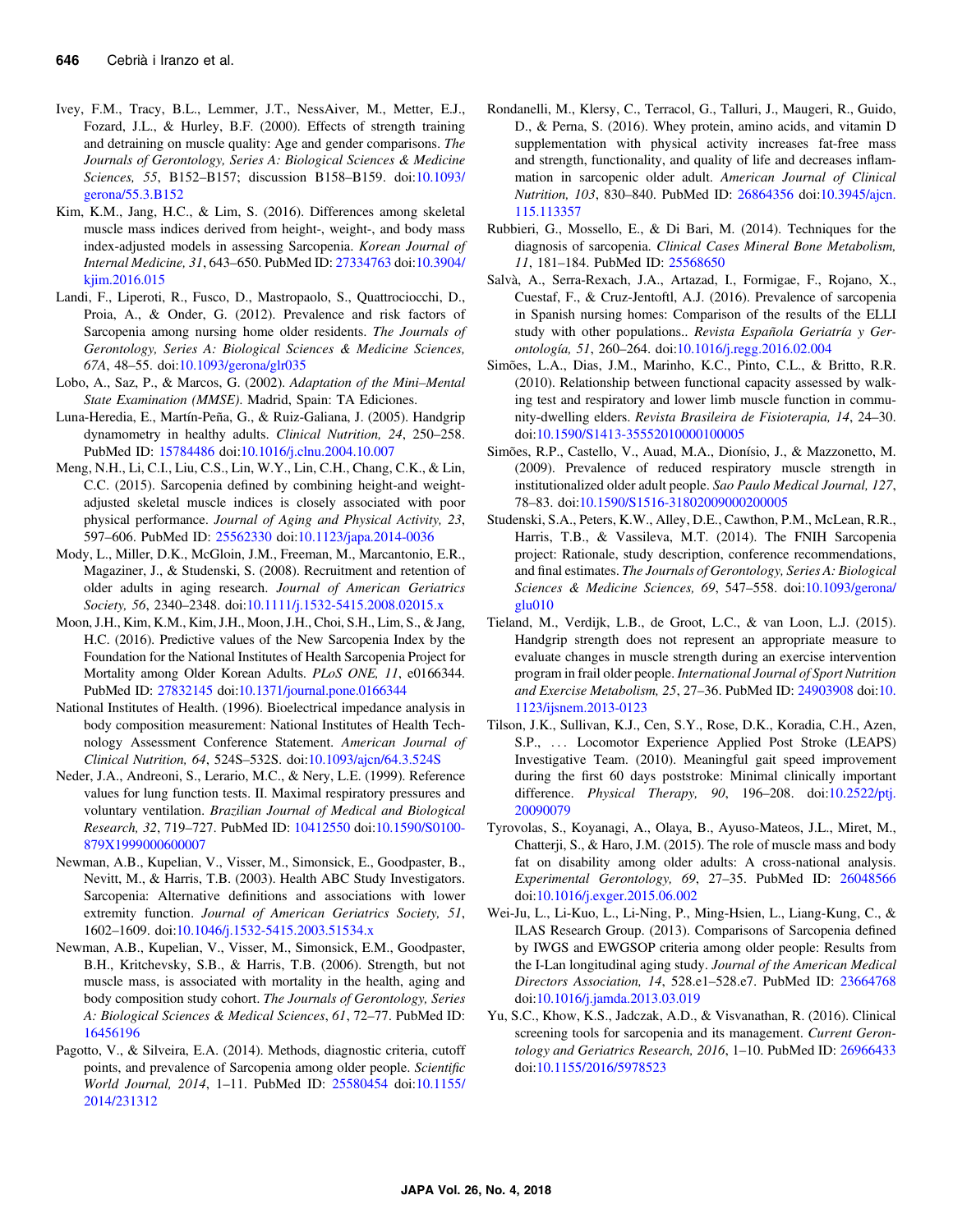Ivey, F.M., Tracy, B.L., Lemmer, J.T., NessAiver, M., Metter, E.J., Fozard, J.L., & Hurley, B.F. (2000). Effects of strength training and detraining on muscle quality: Age and gender comparisons. *The Journals of Gerontology, Series A: Biological Sciences & Medicine Sciences, 55*, B152–B157; discussion B158–B159. doi:10.1093/gerona/55.3.B152

Kim, K.M., Jang, H.C., & Lim, S. (2016). Differences among skeletal muscle mass indices derived from height-, weight-, and body mass index-adjusted models in assessing Sarcopenia. *Korean Journal of Internal Medicine, 31*, 643–650. PubMed ID: 27334763 doi:10.3904/kjim.2016.015

Landi, F., Liperoti, R., Fusco, D., Mastropaolo, S., Quattrociocchi, D., Proia, A., & Onder, G. (2012). Prevalence and risk factors of Sarcopenia among nursing home older residents. *The Journals of Gerontology, Series A: Biological Sciences & Medicine Sciences, 67A*, 48–55. doi:10.1093/gerona/glr035

Lobo, A., Saz, P., & Marcos, G. (2002). *Adaptation of the Mini–Mental State Examination (MMSE)*. Madrid, Spain: TA Ediciones.

Luna-Heredia, E., Martín-Peña, G., & Ruiz-Galiana, J. (2005). Handgrip dynamometry in healthy adults. *Clinical Nutrition, 24*, 250–258. PubMed ID: 15784486 doi:10.1016/j.clnu.2004.10.007

Meng, N.H., Li, C.I., Liu, C.S., Lin, W.Y., Lin, C.H., Chang, C.K., & Lin, C.C. (2015). Sarcopenia defined by combining height-and weight-adjusted skeletal muscle indices is closely associated with poor physical performance. *Journal of Aging and Physical Activity, 23*, 597–606. PubMed ID: 25562330 doi:10.1123/japa.2014-0036

Mody, L., Miller, D.K., McGloin, J.M., Freeman, M., Marcantonio, E.R., Magaziner, J., & Studenski, S. (2008). Recruitment and retention of older adults in aging research. *Journal of American Geriatrics Society, 56*, 2340–2348. doi:10.1111/j.1532-5415.2008.02015.x

Moon, J.H., Kim, K.M., Kim, J.H., Moon, J.H., Choi, S.H., Lim, S., & Jang, H.C. (2016). Predictive values of the New Sarcopenia Index by the Foundation for the National Institutes of Health Sarcopenia Project for Mortality among Older Korean Adults. *PLoS ONE, 11*, e0166344. PubMed ID: 27832145 doi:10.1371/journal.pone.0166344

National Institutes of Health. (1996). Bioelectrical impedance analysis in body composition measurement: National Institutes of Health Technology Assessment Conference Statement. *American Journal of Clinical Nutrition, 64*, 524S–532S. doi:10.1093/ajcn/64.3.524S

Neder, J.A., Andreoni, S., Lerario, M.C., & Nery, L.E. (1999). Reference values for lung function tests. II. Maximal respiratory pressures and voluntary ventilation. *Brazilian Journal of Medical and Biological Research, 32*, 719–727. PubMed ID: 10412550 doi:10.1590/S0100-879X1999000600007

Newman, A.B., Kupelian, V., Visser, M., Simonsick, E., Goodpaster, B., Nevitt, M., & Harris, T.B. (2003). Health ABC Study Investigators. Sarcopenia: Alternative definitions and associations with lower extremity function. *Journal of American Geriatrics Society, 51*, 1602–1609. doi:10.1046/j.1532-5415.2003.51534.x

Newman, A.B., Kupelian, V., Visser, M., Simonsick, E.M., Goodpaster, B.H., Kritchevsky, S.B., & Harris, T.B. (2006). Strength, but not muscle mass, is associated with mortality in the health, aging and body composition study cohort. *The Journals of Gerontology, Series A: Biological Sciences & Medical Sciences, 61*, 72–77. PubMed ID: 16456196

Pagotto, V., & Silveira, E.A. (2014). Methods, diagnostic criteria, cutoff points, and prevalence of Sarcopenia among older people. *Scientific World Journal, 2014*, 1–11. PubMed ID: 25580454 doi:10.1155/2014/231312

Rondanelli, M., Klersy, C., Terracol, G., Talluri, J., Maugeri, R., Guido, D., & Perna, S. (2016). Whey protein, amino acids, and vitamin D supplementation with physical activity increases fat-free mass and strength, functionality, and quality of life and decreases inflammation in sarcopenic older adult. *American Journal of Clinical Nutrition, 103*, 830–840. PubMed ID: 26864356 doi:10.3945/ajcn.115.113357

Rubbieri, G., Mossello, E., & Di Bari, M. (2014). Techniques for the diagnosis of sarcopenia. *Clinical Cases Mineral Bone Metabolism, 11*, 181–184. PubMed ID: 25568650

Salvà, A., Serra-Rexach, J.A., Artazad, I., Formigae, F., Rojano, X., Cuestaf, F., & Cruz-Jentoftl, A.J. (2016). Prevalence of sarcopenia in Spanish nursing homes: Comparison of the results of the ELLI study with other populations.. *Revista Española Geriatría y Gerontología, 51*, 260–264. doi:10.1016/j.regg.2016.02.004

Simões, L.A., Dias, J.M., Marinho, K.C., Pinto, C.L., & Britto, R.R. (2010). Relationship between functional capacity assessed by walking test and respiratory and lower limb muscle function in community-dwelling elders. *Revista Brasileira de Fisioterapia, 14*, 24–30. doi:10.1590/S1413-35552010000100005

Simões, R.P., Castello, V., Auad, M.A., Dionísio, J., & Mazzonetto, M. (2009). Prevalence of reduced respiratory muscle strength in institutionalized older adult people. *Sao Paulo Medical Journal, 127*, 78–83. doi:10.1590/S1516-31802009000200005

Studenski, S.A., Peters, K.W., Alley, D.E., Cawthon, P.M., McLean, R.R., Harris, T.B., & Vassileva, M.T. (2014). The FNIH Sarcopenia project: Rationale, study description, conference recommendations, and final estimates. *The Journals of Gerontology, Series A: Biological Sciences & Medicine Sciences, 69*, 547–558. doi:10.1093/gerona/glu010

Tieland, M., Verdijk, L.B., de Groot, L.C., & van Loon, L.J. (2015). Handgrip strength does not represent an appropriate measure to evaluate changes in muscle strength during an exercise intervention program in frail older people. *International Journal of Sport Nutrition and Exercise Metabolism, 25*, 27–36. PubMed ID: 24903908 doi:10.1123/ijsnem.2013-0123

Tilson, J.K., Sullivan, K.J., Cen, S.Y., Rose, D.K., Koradia, C.H., Azen, S.P., ... Locomotor Experience Applied Post Stroke (LEAPS) Investigative Team. (2010). Meaningful gait speed improvement during the first 60 days poststroke: Minimal clinically important difference. *Physical Therapy, 90*, 196–208. doi:10.2522/ptj.20090079

Tyrovolas, S., Koyanagi, A., Olaya, B., Ayuso-Mateos, J.L., Miret, M., Chatterji, S., & Haro, J.M. (2015). The role of muscle mass and body fat on disability among older adults: A cross-national analysis. *Experimental Gerontology, 69*, 27–35. PubMed ID: 26048566 doi:10.1016/j.exger.2015.06.002

Wei-Ju, L., Li-Kuo, L., Li-Ning, P., Ming-Hsien, L., Liang-Kung, C., & ILAS Research Group. (2013). Comparisons of Sarcopenia defined by IWGS and EWGSOP criteria among older people: Results from the I-Lan longitudinal aging study. *Journal of the American Medical Directors Association, 14*, 528.e1–528.e7. PubMed ID: 23664768 doi:10.1016/j.jamda.2013.03.019

Yu, S.C., Khow, K.S., Jadczak, A.D., & Visvanathan, R. (2016). Clinical screening tools for sarcopenia and its management. *Current Gerontology and Geriatrics Research, 2016*, 1–10. PubMed ID: 26966433 doi:10.1155/2016/5978523